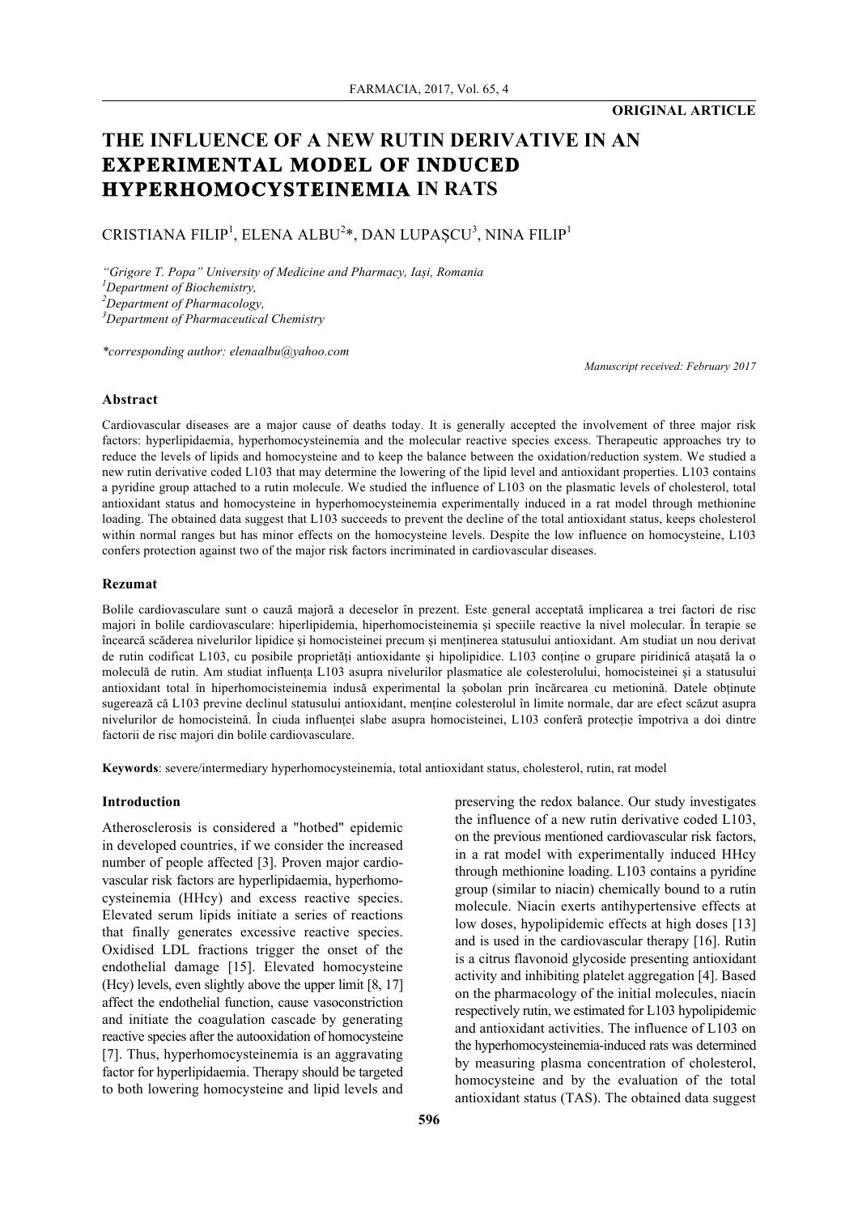**ORIGINAL ARTICLE**

# THE INFLUENCE OF A NEW RUTIN DERIVATIVE IN AN EXPERIMENTAL MODEL OF INDUCED HYPERHOMOCYSTEINEMIA IN RATS

CRISTIANA FILIP[1], ELENA ALBU[2]*, DAN LUPAȘCU[3], NINA FILIP[1]

*"Grigore T. Popa" University of Medicine and Pharmacy, Iași, Romania*
[1]*Department of Biochemistry,*
[2]*Department of Pharmacology,*
[3]*Department of Pharmaceutical Chemistry*

**corresponding author: elenaalbu@yahoo.com*

*Manuscript received: February 2017*

### Abstract

Cardiovascular diseases are a major cause of deaths today. It is generally accepted the involvement of three major risk factors: hyperlipidaemia, hyperhomocysteinemia and the molecular reactive species excess. Therapeutic approaches try to reduce the levels of lipids and homocysteine and to keep the balance between the oxidation/reduction system. We studied a new rutin derivative coded L103 that may determine the lowering of the lipid level and antioxidant properties. L103 contains a pyridine group attached to a rutin molecule. We studied the influence of L103 on the plasmatic levels of cholesterol, total antioxidant status and homocysteine in hyperhomocysteinemia experimentally induced in a rat model through methionine loading. The obtained data suggest that L103 succeeds to prevent the decline of the total antioxidant status, keeps cholesterol within normal ranges but has minor effects on the homocysteine levels. Despite the low influence on homocysteine, L103 confers protection against two of the major risk factors incriminated in cardiovascular diseases.

### Rezumat

Bolile cardiovasculare sunt o cauză majoră a deceselor în prezent. Este general acceptată implicarea a trei factori de risc majori în bolile cardiovasculare: hiperlipidemia, hiperhomocisteinemia și speciile reactive la nivel molecular. În terapie se încearcă scăderea nivelurilor lipidice și homocisteinei precum și menținerea statusului antioxidant. Am studiat un nou derivat de rutin codificat L103, cu posibile proprietăți antioxidante și hipolipidice. L103 conține o grupare piridinică atașată la o moleculă de rutin. Am studiat influența L103 asupra nivelurilor plasmatice ale colesterolului, homocisteinei și a statusului antioxidant total în hiperhomocisteinemia indusă experimental la șobolan prin încărcarea cu metionină. Datele obținute sugerează că L103 previne declinul statusului antioxidant, menține colesterolul în limite normale, dar are efect scăzut asupra nivelurilor de homocisteină. În ciuda influenței slabe asupra homocisteinei, L103 conferă protecție împotriva a doi dintre factorii de risc majori din bolile cardiovasculare.

**Keywords**: severe/intermediary hyperhomocysteinemia, total antioxidant status, cholesterol, rutin, rat model

### Introduction

Atherosclerosis is considered a "hotbed" epidemic in developed countries, if we consider the increased number of people affected [3]. Proven major cardiovascular risk factors are hyperlipidaemia, hyperhomocysteinemia (HHcy) and excess reactive species. Elevated serum lipids initiate a series of reactions that finally generates excessive reactive species. Oxidised LDL fractions trigger the onset of the endothelial damage [15]. Elevated homocysteine (Hcy) levels, even slightly above the upper limit [8, 17] affect the endothelial function, cause vasoconstriction and initiate the coagulation cascade by generating reactive species after the autooxidation of homocysteine [7]. Thus, hyperhomocysteinemia is an aggravating factor for hyperlipidaemia. Therapy should be targeted to both lowering homocysteine and lipid levels and preserving the redox balance. Our study investigates the influence of a new rutin derivative coded L103, on the previous mentioned cardiovascular risk factors, in a rat model with experimentally induced HHcy through methionine loading. L103 contains a pyridine group (similar to niacin) chemically bound to a rutin molecule. Niacin exerts antihypertensive effects at low doses, hypolipidemic effects at high doses [13] and is used in the cardiovascular therapy [16]. Rutin is a citrus flavonoid glycoside presenting antioxidant activity and inhibiting platelet aggregation [4]. Based on the pharmacology of the initial molecules, niacin respectively rutin, we estimated for L103 hypolipidemic and antioxidant activities. The influence of L103 on the hyperhomocysteinemia-induced rats was determined by measuring plasma concentration of cholesterol, homocysteine and by the evaluation of the total antioxidant status (TAS). The obtained data suggest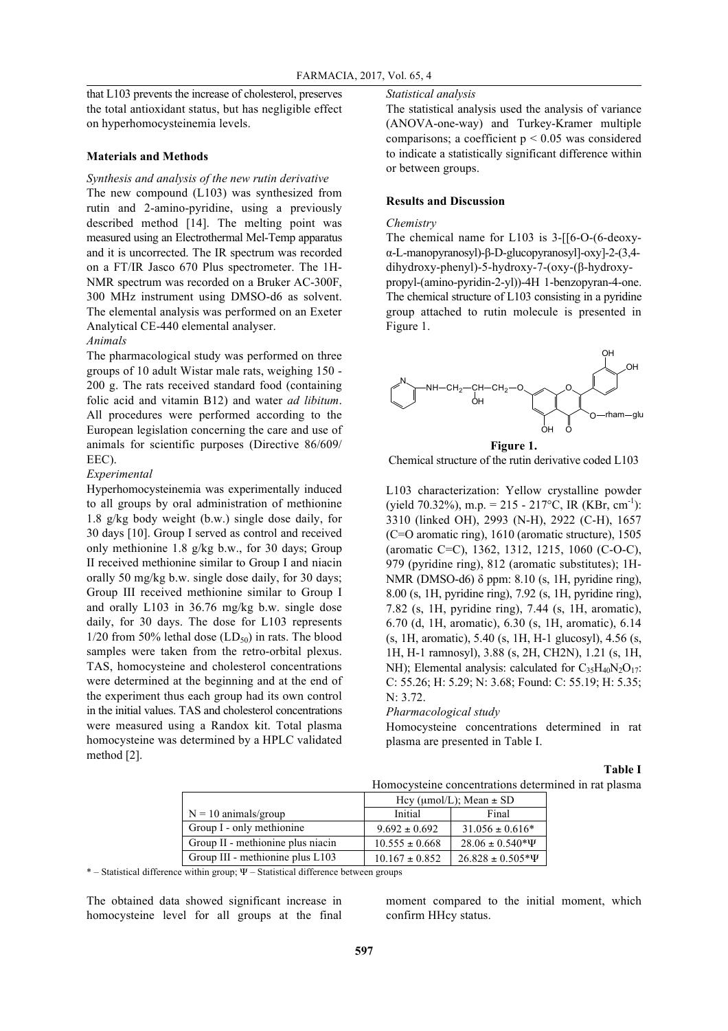that L103 prevents the increase of cholesterol, preserves the total antioxidant status, but has negligible effect on hyperhomocysteinemia levels.

## Materials and Methods

*Synthesis and analysis of the new rutin derivative*

The new compound (L103) was synthesized from rutin and 2-amino-pyridine, using a previously described method [14]. The melting point was measured using an Electrothermal Mel-Temp apparatus and it is uncorrected. The IR spectrum was recorded on a FT/IR Jasco 670 Plus spectrometer. The 1H-NMR spectrum was recorded on a Bruker AC-300F, 300 MHz instrument using DMSO-d6 as solvent. The elemental analysis was performed on an Exeter Analytical CE-440 elemental analyser.

*Animals*

The pharmacological study was performed on three groups of 10 adult Wistar male rats, weighing 150 - 200 g. The rats received standard food (containing folic acid and vitamin B12) and water *ad libitum*. All procedures were performed according to the European legislation concerning the care and use of animals for scientific purposes (Directive 86/609/ EEC).

*Experimental*

Hyperhomocysteinemia was experimentally induced to all groups by oral administration of methionine 1.8 g/kg body weight (b.w.) single dose daily, for 30 days [10]. Group I served as control and received only methionine 1.8 g/kg b.w., for 30 days; Group II received methionine similar to Group I and niacin orally 50 mg/kg b.w. single dose daily, for 30 days; Group III received methionine similar to Group I and orally L103 in 36.76 mg/kg b.w. single dose daily, for 30 days. The dose for L103 represents 1/20 from 50% lethal dose ($LD_{50}$) in rats. The blood samples were taken from the retro-orbital plexus. TAS, homocysteine and cholesterol concentrations were determined at the beginning and at the end of the experiment thus each group had its own control in the initial values. TAS and cholesterol concentrations were measured using a Randox kit. Total plasma homocysteine was determined by a HPLC validated method [2].

*Statistical analysis*

The statistical analysis used the analysis of variance (ANOVA-one-way) and Turkey-Kramer multiple comparisons; a coefficient $p < 0.05$ was considered to indicate a statistically significant difference within or between groups.

## Results and Discussion

*Chemistry*

The chemical name for L103 is 3-[[6-O-(6-deoxy-α-L-manopyranosyl)-β-D-glucopyranosyl]-oxy]-2-(3,4-dihydroxy-phenyl)-5-hydroxy-7-(oxy-(β-hydroxy-propyl-(amino-pyridin-2-yl))-4H 1-benzopyran-4-one. The chemical structure of L103 consisting in a pyridine group attached to rutin molecule is presented in Figure 1.

**Figure 1.**
Chemical structure of the rutin derivative coded L103

L103 characterization: Yellow crystalline powder (yield 70.32%), m.p. = 215 - 217°C, IR (KBr, $cm^{-1}$): 3310 (linked OH), 2993 (N-H), 2922 (C-H), 1657 (C=O aromatic ring), 1610 (aromatic structure), 1505 (aromatic C=C), 1362, 1312, 1215, 1060 (C-O-C), 979 (pyridine ring), 812 (aromatic substitutes); 1H-NMR (DMSO-d6) δ ppm: 8.10 (s, 1H, pyridine ring), 8.00 (s, 1H, pyridine ring), 7.92 (s, 1H, pyridine ring), 7.82 (s, 1H, pyridine ring), 7.44 (s, 1H, aromatic), 6.70 (d, 1H, aromatic), 6.30 (s, 1H, aromatic), 6.14 (s, 1H, aromatic), 5.40 (s, 1H, H-1 glucosyl), 4.56 (s, 1H, H-1 ramnosyl), 3.88 (s, 2H, CH2N), 1.21 (s, 1H, NH); Elemental analysis: calculated for $C_{35}H_{40}N_2O_{17}$: C: 55.26; H: 5.29; N: 3.68; Found: C: 55.19; H: 5.35; N: 3.72.

*Pharmacological study*

Homocysteine concentrations determined in rat plasma are presented in Table I.

**Table I**
Homocysteine concentrations determined in rat plasma

| | Hcy (μmol/L); Mean ± SD | |
|---|---|---|
| N = 10 animals/group | Initial | Final |
| Group I - only methionine | 9.692 ± 0.692 | 31.056 ± 0.616* |
| Group II - methionine plus niacin | 10.555 ± 0.668 | 28.06 ± 0.540*Ψ |
| Group III - methionine plus L103 | 10.167 ± 0.852 | 26.828 ± 0.505*Ψ |

* – Statistical difference within group; Ψ – Statistical difference between groups

The obtained data showed significant increase in homocysteine level for all groups at the final moment compared to the initial moment, which confirm HHcy status.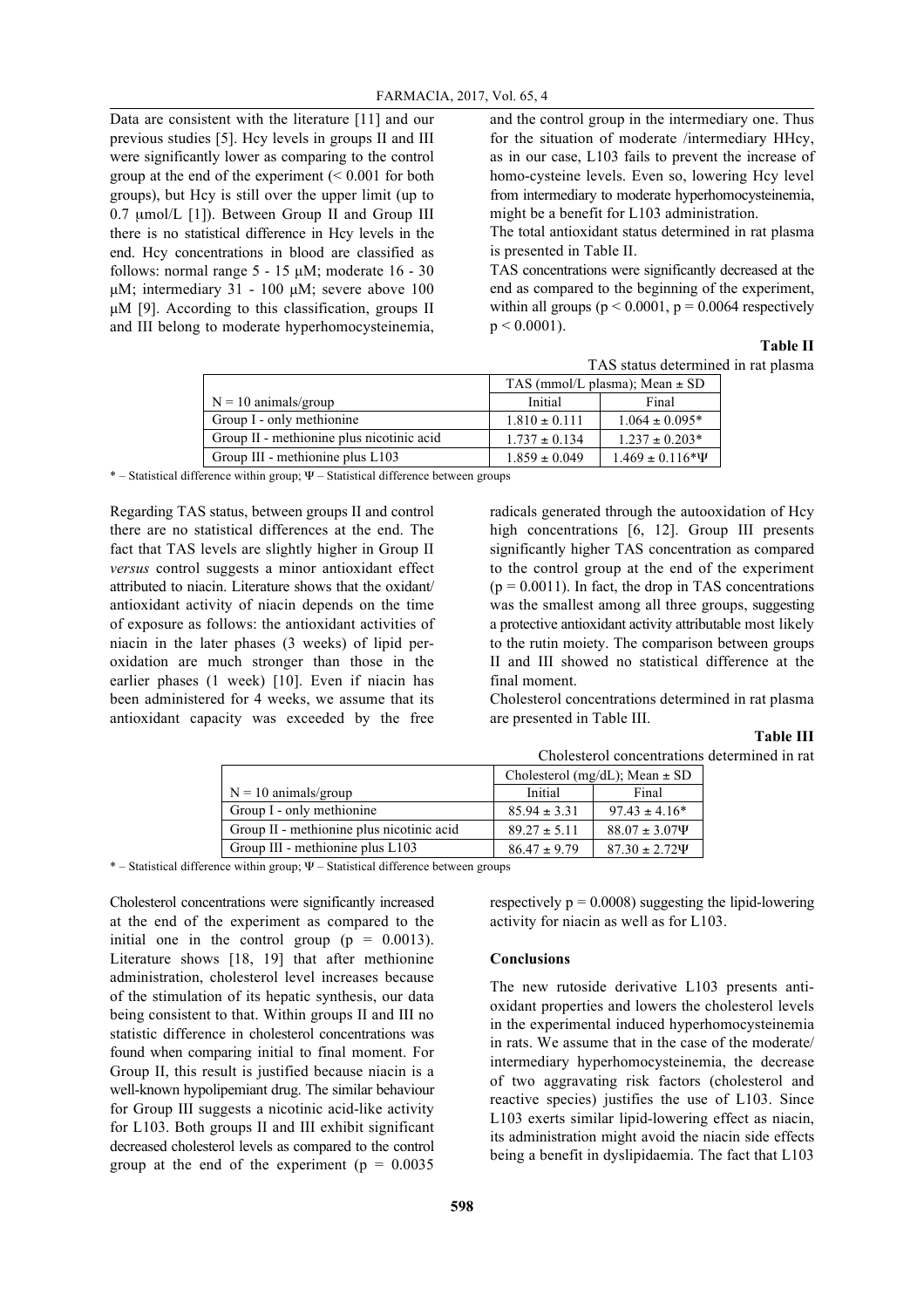Data are consistent with the literature [11] and our previous studies [5]. Hcy levels in groups II and III were significantly lower as comparing to the control group at the end of the experiment (< 0.001 for both groups), but Hcy is still over the upper limit (up to 0.7 μmol/L [1]). Between Group II and Group III there is no statistical difference in Hcy levels in the end. Hcy concentrations in blood are classified as follows: normal range 5 - 15 μM; moderate 16 - 30 μM; intermediary 31 - 100 μM; severe above 100 μM [9]. According to this classification, groups II and III belong to moderate hyperhomocysteinemia, and the control group in the intermediary one. Thus for the situation of moderate /intermediary HHcy, as in our case, L103 fails to prevent the increase of homo-cysteine levels. Even so, lowering Hcy level from intermediary to moderate hyperhomocysteinemia, might be a benefit for L103 administration.

The total antioxidant status determined in rat plasma is presented in Table II.

TAS concentrations were significantly decreased at the end as compared to the beginning of the experiment, within all groups ($p < 0.0001$, $p = 0.0064$ respectively $p < 0.0001$).

**Table II**

TAS status determined in rat plasma

| | TAS (mmol/L plasma); Mean ± SD | |
|---|---|---|
| N = 10 animals/group | Initial | Final |
| Group I - only methionine | 1.810 ± 0.111 | 1.064 ± 0.095* |
| Group II - methionine plus nicotinic acid | 1.737 ± 0.134 | 1.237 ± 0.203* |
| Group III - methionine plus L103 | 1.859 ± 0.049 | 1.469 ± 0.116*Ψ |

* – Statistical difference within group; Ψ – Statistical difference between groups

Regarding TAS status, between groups II and control there are no statistical differences at the end. The fact that TAS levels are slightly higher in Group II *versus* control suggests a minor antioxidant effect attributed to niacin. Literature shows that the oxidant/antioxidant activity of niacin depends on the time of exposure as follows: the antioxidant activities of niacin in the later phases (3 weeks) of lipid per-oxidation are much stronger than those in the earlier phases (1 week) [10]. Even if niacin has been administered for 4 weeks, we assume that its antioxidant capacity was exceeded by the free radicals generated through the autooxidation of Hcy high concentrations [6, 12]. Group III presents significantly higher TAS concentration as compared to the control group at the end of the experiment ($p = 0.0011$). In fact, the drop in TAS concentrations was the smallest among all three groups, suggesting a protective antioxidant activity attributable most likely to the rutin moiety. The comparison between groups II and III showed no statistical difference at the final moment.

Cholesterol concentrations determined in rat plasma are presented in Table III.

**Table III**

Cholesterol concentrations determined in rat

| | Cholesterol (mg/dL); Mean ± SD | |
|---|---|---|
| N = 10 animals/group | Initial | Final |
| Group I - only methionine | 85.94 ± 3.31 | 97.43 ± 4.16* |
| Group II - methionine plus nicotinic acid | 89.27 ± 5.11 | 88.07 ± 3.07Ψ |
| Group III - methionine plus L103 | 86.47 ± 9.79 | 87.30 ± 2.72Ψ |

* – Statistical difference within group; Ψ – Statistical difference between groups

Cholesterol concentrations were significantly increased at the end of the experiment as compared to the initial one in the control group ($p = 0.0013$). Literature shows [18, 19] that after methionine administration, cholesterol level increases because of the stimulation of its hepatic synthesis, our data being consistent to that. Within groups II and III no statistic difference in cholesterol concentrations was found when comparing initial to final moment. For Group II, this result is justified because niacin is a well-known hypolipemiant drug. The similar behaviour for Group III suggests a nicotinic acid-like activity for L103. Both groups II and III exhibit significant decreased cholesterol levels as compared to the control group at the end of the experiment ($p = 0.0035$ respectively $p = 0.0008$) suggesting the lipid-lowering activity for niacin as well as for L103.

## Conclusions

The new rutoside derivative L103 presents anti-oxidant properties and lowers the cholesterol levels in the experimental induced hyperhomocysteinemia in rats. We assume that in the case of the moderate/intermediary hyperhomocysteinemia, the decrease of two aggravating risk factors (cholesterol and reactive species) justifies the use of L103. Since L103 exerts similar lipid-lowering effect as niacin, its administration might avoid the niacin side effects being a benefit in dyslipidaemia. The fact that L103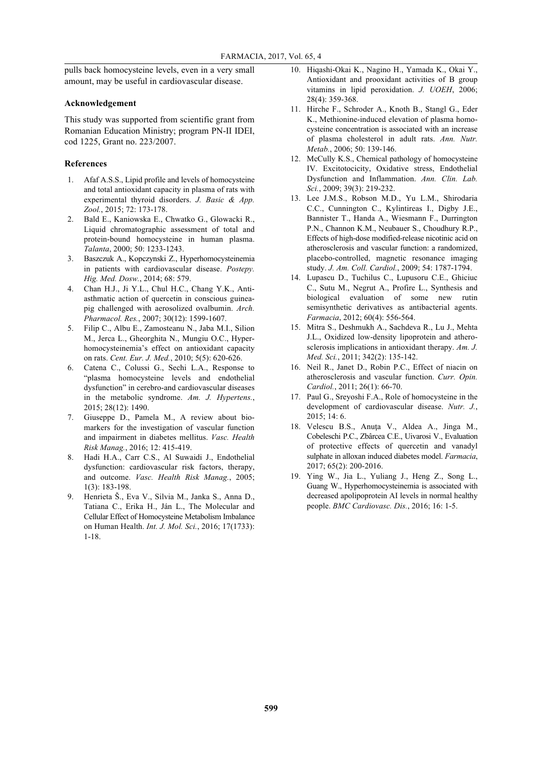pulls back homocysteine levels, even in a very small amount, may be useful in cardiovascular disease.

### Acknowledgement

This study was supported from scientific grant from Romanian Education Ministry; program PN-II IDEI, cod 1225, Grant no. 223/2007.

### References

1. Afaf A.S.S., Lipid profile and levels of homocysteine and total antioxidant capacity in plasma of rats with experimental thyroid disorders. *J. Basic & App. Zool.*, 2015; 72: 173-178.
2. Bald E., Kaniowska E., Chwatko G., Glowacki R., Liquid chromatographic assessment of total and protein-bound homocysteine in human plasma. *Talanta*, 2000; 50: 1233-1243.
3. Baszczuk A., Kopczynski Z., Hyperhomocysteinemia in patients with cardiovascular disease. *Postepy. Hig. Med. Dosw.*, 2014; 68: 579.
4. Chan H.J., Ji Y.L., Chul H.C., Chang Y.K., Anti-asthmatic action of quercetin in conscious guinea-pig challenged with aerosolized ovalbumin. *Arch. Pharmacol. Res.*, 2007; 30(12): 1599-1607.
5. Filip C., Albu E., Zamosteanu N., Jaba M.I., Silion M., Jerca L., Gheorghita N., Mungiu O.C., Hyperhomocysteinemia's effect on antioxidant capacity on rats. *Cent. Eur. J. Med.*, 2010; 5(5): 620-626.
6. Catena C., Colussi G., Sechi L.A., Response to "plasma homocysteine levels and endothelial dysfunction" in cerebro-and cardiovascular diseases in the metabolic syndrome. *Am. J. Hypertens.*, 2015; 28(12): 1490.
7. Giuseppe D., Pamela M., A review about biomarkers for the investigation of vascular function and impairment in diabetes mellitus. *Vasc. Health Risk Manag.*, 2016; 12: 415-419.
8. Hadi H.A., Carr C.S., Al Suwaidi J., Endothelial dysfunction: cardiovascular risk factors, therapy, and outcome. *Vasc. Health Risk Manag.*, 2005; 1(3): 183-198.
9. Henrieta Š., Eva V., Silvia M., Janka S., Anna D., Tatiana C., Erika H., Ján L., The Molecular and Cellular Effect of Homocysteine Metabolism Imbalance on Human Health. *Int. J. Mol. Sci.*, 2016; 17(1733): 1-18.
10. Hiqashi-Okai K., Nagino H., Yamada K., Okai Y., Antioxidant and prooxidant activities of B group vitamins in lipid peroxidation. *J. UOEH*, 2006; 28(4): 359-368.
11. Hirche F., Schroder A., Knoth B., Stangl G., Eder K., Methionine-induced elevation of plasma homocysteine concentration is associated with an increase of plasma cholesterol in adult rats. *Ann. Nutr. Metab.*, 2006; 50: 139-146.
12. McCully K.S., Chemical pathology of homocysteine IV. Excitotocicity, Oxidative stress, Endothelial Dysfunction and Inflammation. *Ann. Clin. Lab. Sci.*, 2009; 39(3): 219-232.
13. Lee J.M.S., Robson M.D., Yu L.M., Shirodaria C.C., Cunnington C., Kylintireas I., Digby J.E., Bannister T., Handa A., Wiesmann F., Durrington P.N., Channon K.M., Neubauer S., Choudhury R.P., Effects of high-dose modified-release nicotinic acid on atherosclerosis and vascular function: a randomized, placebo-controlled, magnetic resonance imaging study. *J. Am. Coll. Cardiol.*, 2009; 54: 1787-1794.
14. Lupascu D., Tuchilus C., Lupusoru C.E., Ghiciuc C., Sutu M., Negrut A., Profire L., Synthesis and biological evaluation of some new rutin semisynthetic derivatives as antibacterial agents. *Farmacia*, 2012; 60(4): 556-564.
15. Mitra S., Deshmukh A., Sachdeva R., Lu J., Mehta J.L., Oxidized low-density lipoprotein and atherosclerosis implications in antioxidant therapy. *Am. J. Med. Sci.*, 2011; 342(2): 135-142.
16. Neil R., Janet D., Robin P.C., Effect of niacin on atherosclerosis and vascular function. *Curr. Opin. Cardiol.*, 2011; 26(1): 66-70.
17. Paul G., Sreyoshi F.A., Role of homocysteine in the development of cardiovascular disease. *Nutr. J.*, 2015; 14: 6.
18. Velescu B.S., Anuţa V., Aldea A., Jinga M., Cobeleschi P.C., Zbârcea C.E., Uivarosi V., Evaluation of protective effects of quercetin and vanadyl sulphate in alloxan induced diabetes model. *Farmacia*, 2017; 65(2): 200-2016.
19. Ying W., Jia L., Yuliang J., Heng Z., Song L., Guang W., Hyperhomocysteinemia is associated with decreased apolipoprotein AI levels in normal healthy people. *BMC Cardiovasc. Dis.*, 2016; 16: 1-5.